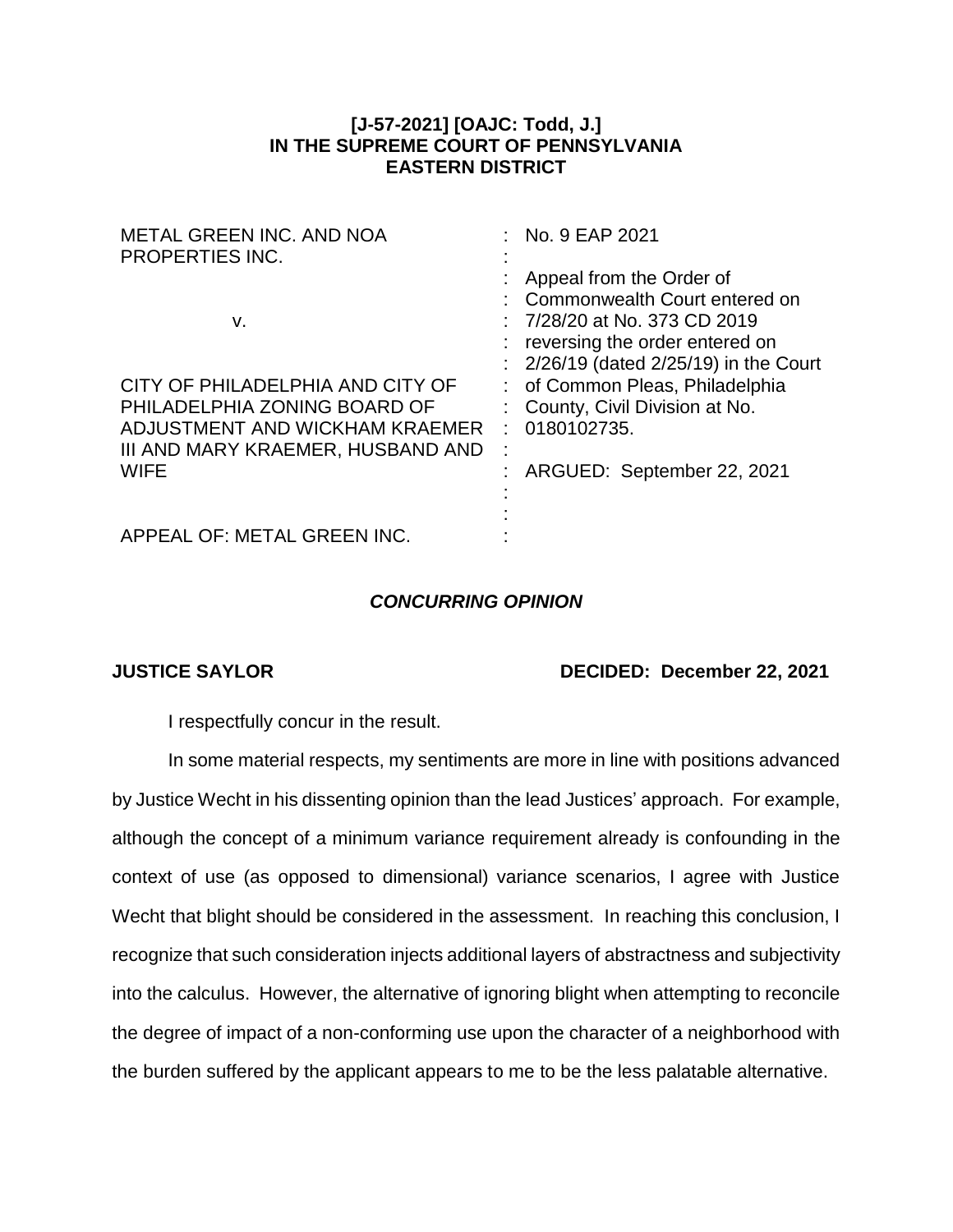**[J-57-2021] [OAJC: Todd, J.]**
**IN THE SUPREME COURT OF PENNSYLVANIA**
**EASTERN DISTRICT**

| | |
|---|---|
| METAL GREEN INC. AND NOA PROPERTIES INC. | : No. 9 EAP 2021 |
| | : Appeal from the Order of Commonwealth Court entered on 7/28/20 at No. 373 CD 2019 reversing the order entered on 2/26/19 (dated 2/25/19) in the Court of Common Pleas, Philadelphia County, Civil Division at No. 0180102735. |
| v. | |
| CITY OF PHILADELPHIA AND CITY OF PHILADELPHIA ZONING BOARD OF ADJUSTMENT AND WICKHAM KRAEMER III AND MARY KRAEMER, HUSBAND AND WIFE | : ARGUED: September 22, 2021 |
| APPEAL OF: METAL GREEN INC. | : |

***CONCURRING OPINION***

**JUSTICE SAYLOR** **DECIDED: December 22, 2021**

I respectfully concur in the result.

In some material respects, my sentiments are more in line with positions advanced by Justice Wecht in his dissenting opinion than the lead Justices' approach. For example, although the concept of a minimum variance requirement already is confounding in the context of use (as opposed to dimensional) variance scenarios, I agree with Justice Wecht that blight should be considered in the assessment. In reaching this conclusion, I recognize that such consideration injects additional layers of abstractness and subjectivity into the calculus. However, the alternative of ignoring blight when attempting to reconcile the degree of impact of a non-conforming use upon the character of a neighborhood with the burden suffered by the applicant appears to me to be the less palatable alternative.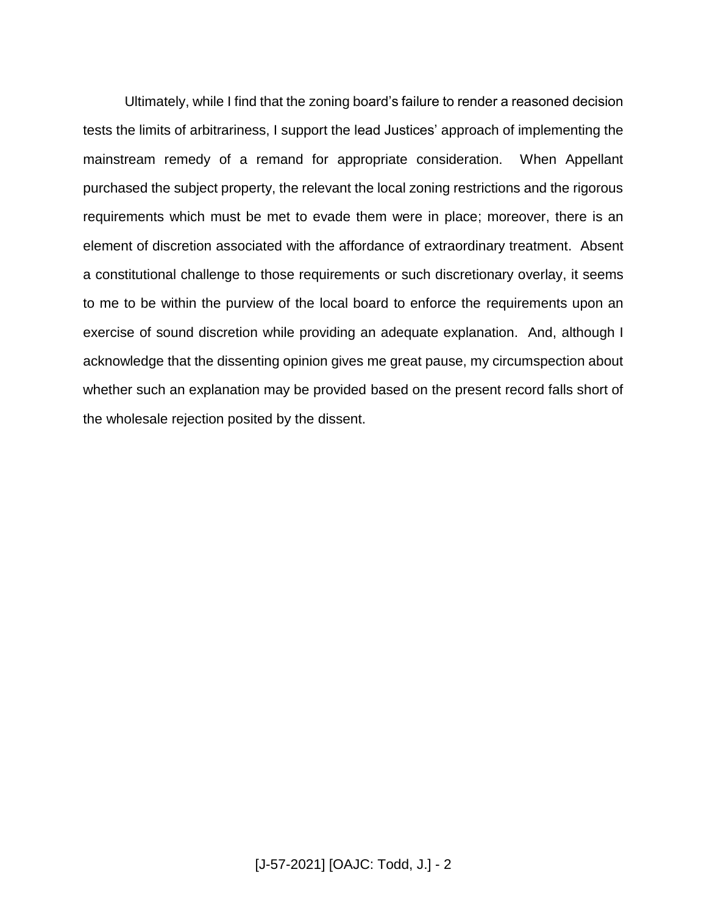Ultimately, while I find that the zoning board's failure to render a reasoned decision tests the limits of arbitrariness, I support the lead Justices' approach of implementing the mainstream remedy of a remand for appropriate consideration. When Appellant purchased the subject property, the relevant the local zoning restrictions and the rigorous requirements which must be met to evade them were in place; moreover, there is an element of discretion associated with the affordance of extraordinary treatment. Absent a constitutional challenge to those requirements or such discretionary overlay, it seems to me to be within the purview of the local board to enforce the requirements upon an exercise of sound discretion while providing an adequate explanation. And, although I acknowledge that the dissenting opinion gives me great pause, my circumspection about whether such an explanation may be provided based on the present record falls short of the wholesale rejection posited by the dissent.